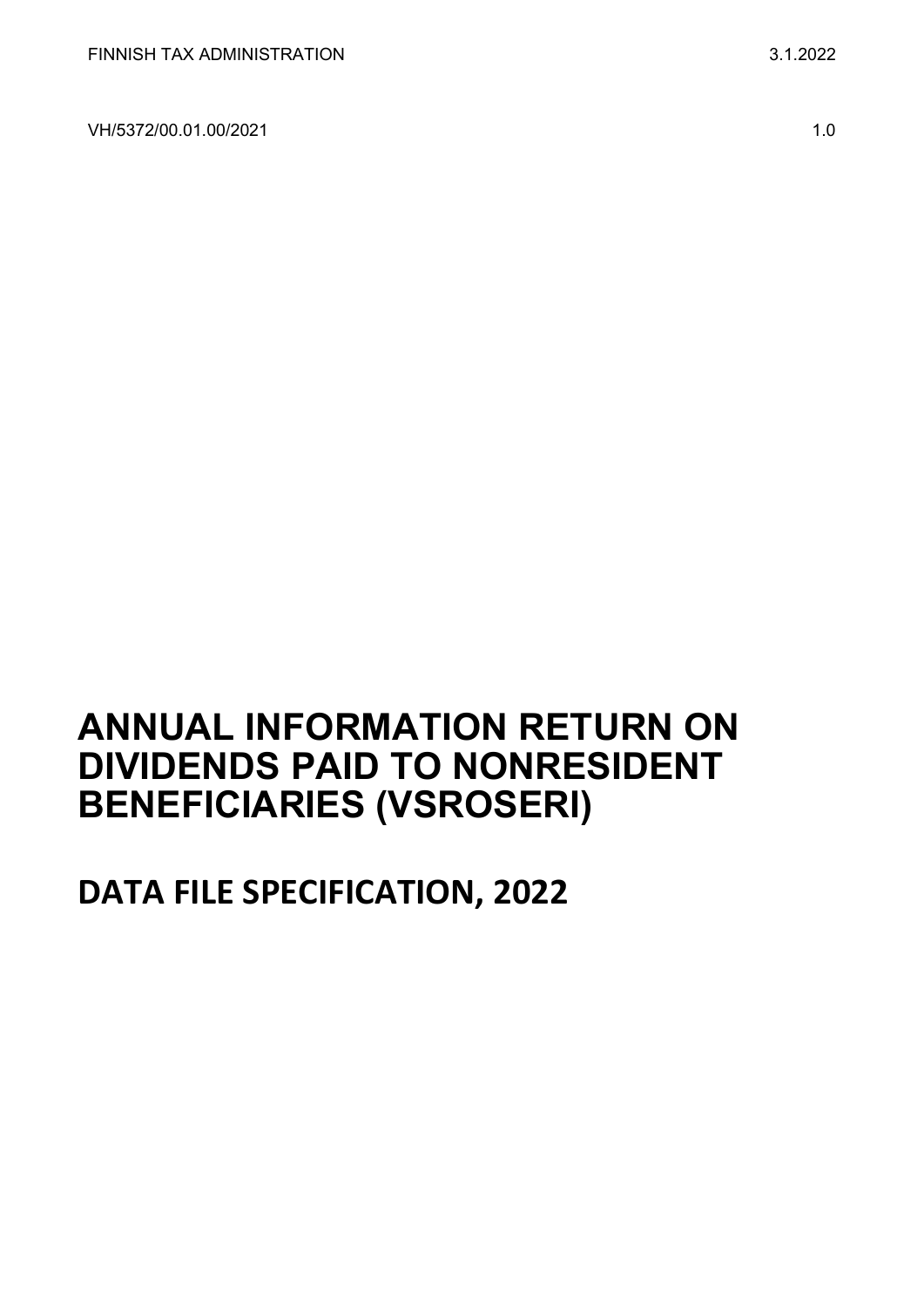FINNISH TAX ADMINISTRATION 3.1.2022

VH/5372/00.01.00/2021 1.0

# ANNUAL INFORMATION RETURN ON DIVIDENDS PAID TO NONRESIDENT BENEFICIARIES (VSROSERI)

## DATA FILE SPECIFICATION, 2022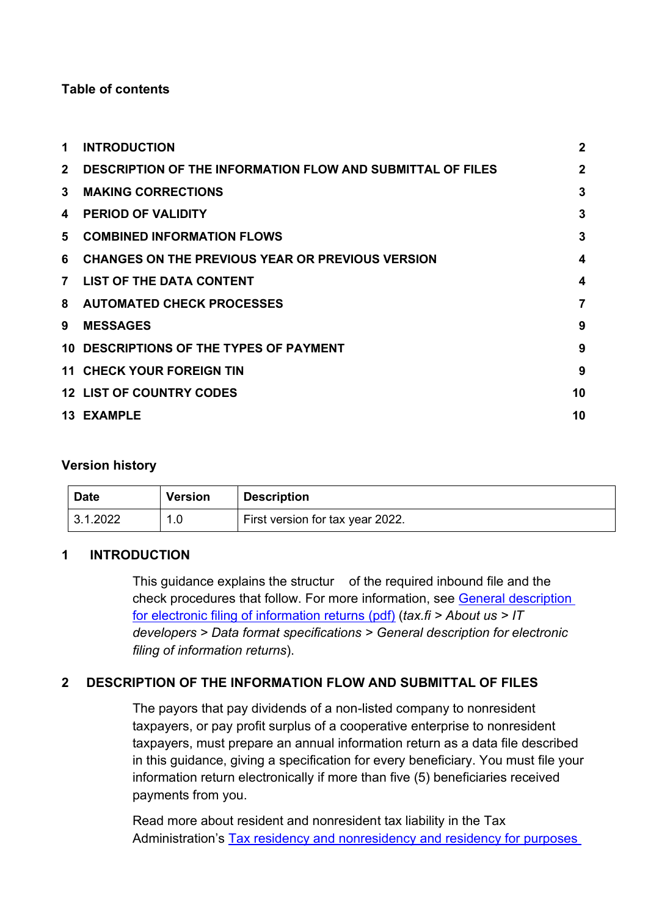**Table of contents**

| | | |
|---|---|---|
| 1 | INTRODUCTION | 2 |
| 2 | DESCRIPTION OF THE INFORMATION FLOW AND SUBMITTAL OF FILES | 2 |
| 3 | MAKING CORRECTIONS | 3 |
| 4 | PERIOD OF VALIDITY | 3 |
| 5 | COMBINED INFORMATION FLOWS | 3 |
| 6 | CHANGES ON THE PREVIOUS YEAR OR PREVIOUS VERSION | 4 |
| 7 | LIST OF THE DATA CONTENT | 4 |
| 8 | AUTOMATED CHECK PROCESSES | 7 |
| 9 | MESSAGES | 9 |
| 10 | DESCRIPTIONS OF THE TYPES OF PAYMENT | 9 |
| 11 | CHECK YOUR FOREIGN TIN | 9 |
| 12 | LIST OF COUNTRY CODES | 10 |
| 13 | EXAMPLE | 10 |

**Version history**

| Date | Version | Description |
|---|---|---|
| 3.1.2022 | 1.0 | First version for tax year 2022. |

## 1 INTRODUCTION

This guidance explains the structur of the required inbound file and the check procedures that follow. For more information, see General description for electronic filing of information returns (pdf) (*tax.fi > About us > IT developers > Data format specifications > General description for electronic filing of information returns*).

## 2 DESCRIPTION OF THE INFORMATION FLOW AND SUBMITTAL OF FILES

The payors that pay dividends of a non-listed company to nonresident taxpayers, or pay profit surplus of a cooperative enterprise to nonresident taxpayers, must prepare an annual information return as a data file described in this guidance, giving a specification for every beneficiary. You must file your information return electronically if more than five (5) beneficiaries received payments from you.

Read more about resident and nonresident tax liability in the Tax Administration's Tax residency and nonresidency and residency for purposes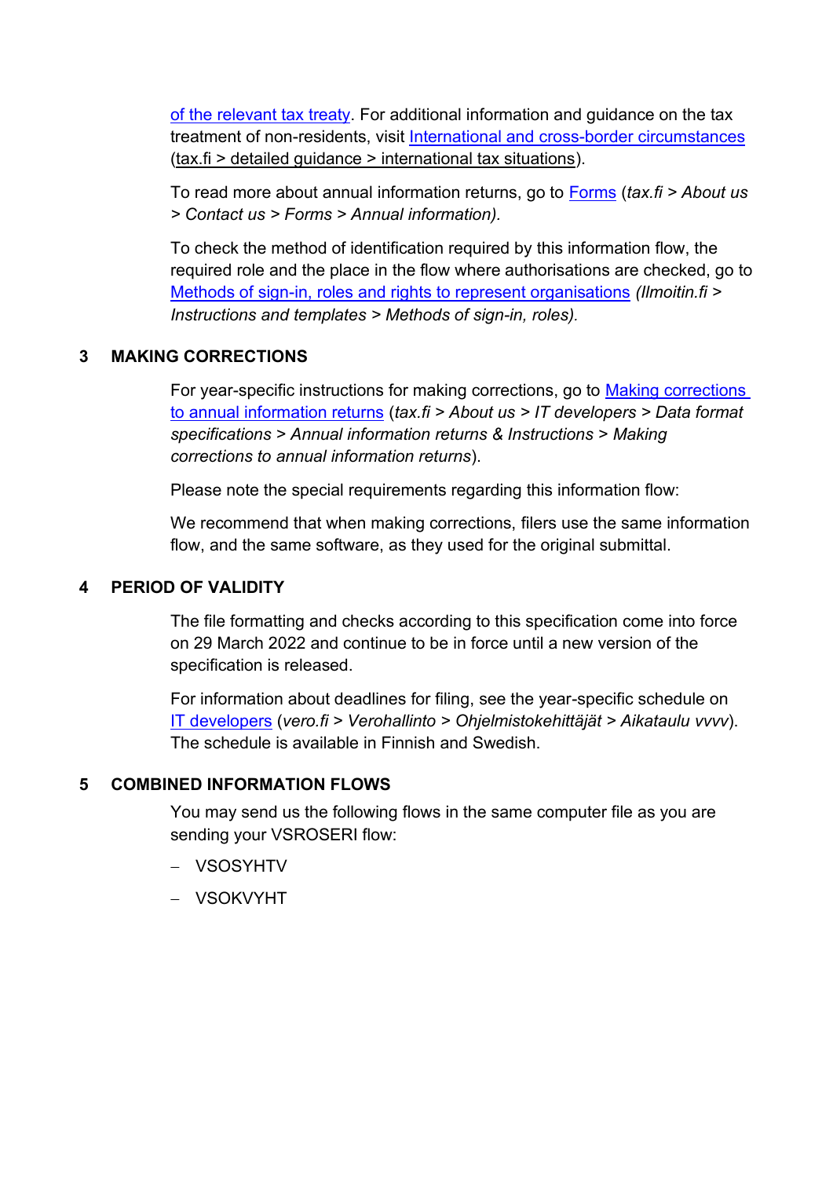of the relevant tax treaty. For additional information and guidance on the tax treatment of non-residents, visit International and cross-border circumstances (tax.fi > detailed guidance > international tax situations).

To read more about annual information returns, go to Forms (*tax.fi > About us > Contact us > Forms > Annual information).*

To check the method of identification required by this information flow, the required role and the place in the flow where authorisations are checked, go to Methods of sign-in, roles and rights to represent organisations *(Ilmoitin.fi > Instructions and templates > Methods of sign-in, roles).*

## 3 MAKING CORRECTIONS

For year-specific instructions for making corrections, go to Making corrections to annual information returns (*tax.fi > About us > IT developers > Data format specifications > Annual information returns & Instructions > Making corrections to annual information returns*).

Please note the special requirements regarding this information flow:

We recommend that when making corrections, filers use the same information flow, and the same software, as they used for the original submittal.

## 4 PERIOD OF VALIDITY

The file formatting and checks according to this specification come into force on 29 March 2022 and continue to be in force until a new version of the specification is released.

For information about deadlines for filing, see the year-specific schedule on IT developers (*vero.fi > Verohallinto > Ohjelmistokehittäjät > Aikataulu vvvv*). The schedule is available in Finnish and Swedish.

## 5 COMBINED INFORMATION FLOWS

You may send us the following flows in the same computer file as you are sending your VSROSERI flow:

- VSOSYHTV
- VSOKVYHT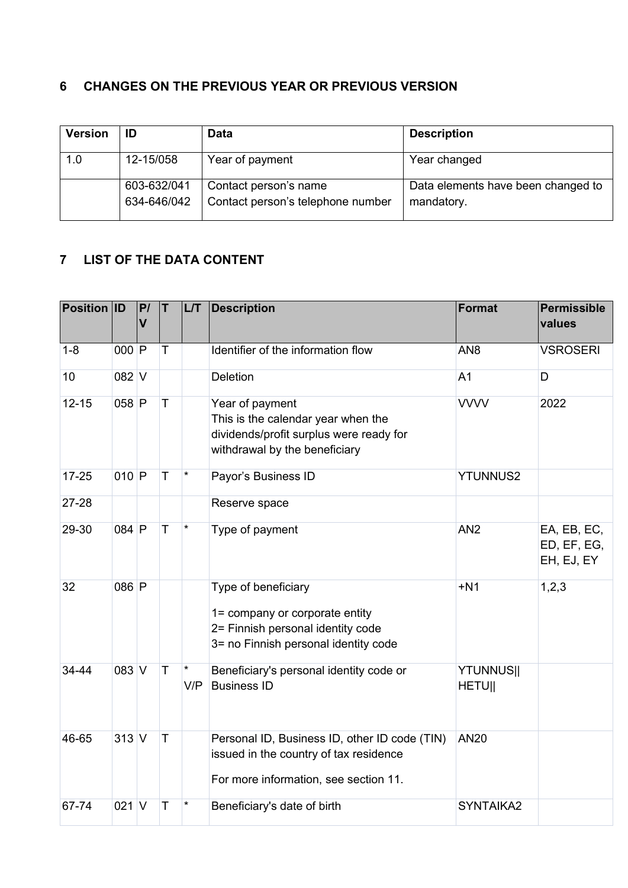## 6 CHANGES ON THE PREVIOUS YEAR OR PREVIOUS VERSION

| Version | ID | Data | Description |
|---|---|---|---|
| 1.0 | 12-15/058 | Year of payment | Year changed |
| | 603-632/041<br>634-646/042 | Contact person's name<br>Contact person's telephone number | Data elements have been changed to mandatory. |

## 7 LIST OF THE DATA CONTENT

| Position | ID | P/V | T | L/T | Description | Format | Permissible values |
|---|---|---|---|---|---|---|---|
| 1-8 | 000 | P | T | | Identifier of the information flow | AN8 | VSROSERI |
| 10 | 082 | V | | | Deletion | A1 | D |
| 12-15 | 058 | P | T | | Year of payment<br>This is the calendar year when the dividends/profit surplus were ready for withdrawal by the beneficiary | VVVV | 2022 |
| 17-25 | 010 | P | T | * | Payor's Business ID | YTUNNUS2 | |
| 27-28 | | | | | Reserve space | | |
| 29-30 | 084 | P | T | * | Type of payment | AN2 | EA, EB, EC, ED, EF, EG, EH, EJ, EY |
| 32 | 086 | P | | | Type of beneficiary<br>1= company or corporate entity<br>2= Finnish personal identity code<br>3= no Finnish personal identity code | +N1 | 1,2,3 |
| 34-44 | 083 | V | T | *<br>V/P | Beneficiary's personal identity code or Business ID | YTUNNUS\|\|<br>HETU\|\| | |
| 46-65 | 313 | V | T | | Personal ID, Business ID, other ID code (TIN) issued in the country of tax residence<br>For more information, see section 11. | AN20 | |
| 67-74 | 021 | V | T | * | Beneficiary's date of birth | SYNTAIKA2 | |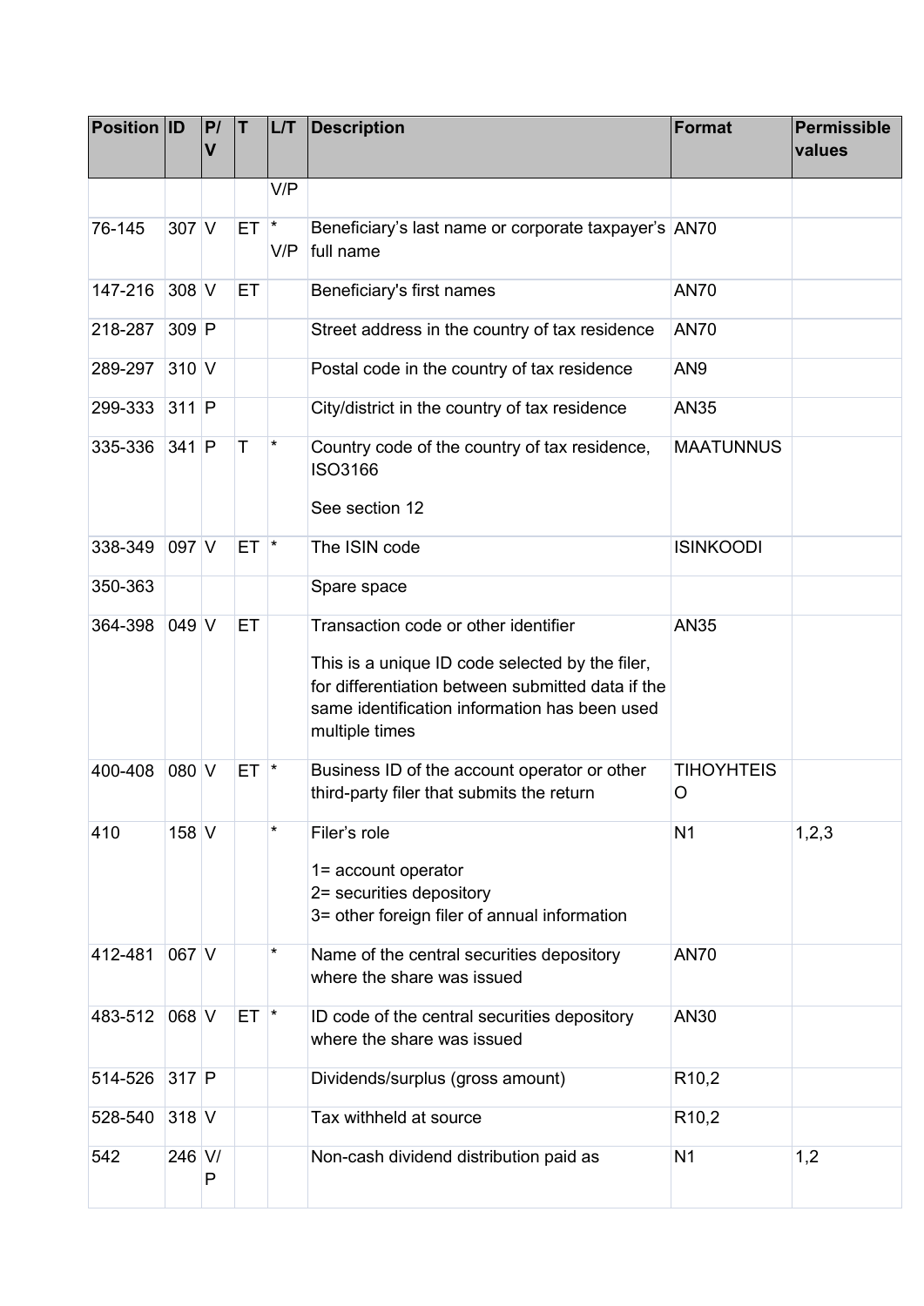| Position | ID | P/V | T | L/T | Description | Format | Permissible values |
|---|---|---|---|---|---|---|---|
| | | | | V/P | | | |
| 76-145 | 307 | V | ET | * V/P | Beneficiary's last name or corporate taxpayer's full name | AN70 | |
| 147-216 | 308 | V | ET | | Beneficiary's first names | AN70 | |
| 218-287 | 309 | P | | | Street address in the country of tax residence | AN70 | |
| 289-297 | 310 | V | | | Postal code in the country of tax residence | AN9 | |
| 299-333 | 311 | P | | | City/district in the country of tax residence | AN35 | |
| 335-336 | 341 | P | T | * | Country code of the country of tax residence, ISO3166<br><br>See section 12 | MAATUNNUS | |
| 338-349 | 097 | V | ET | * | The ISIN code | ISINKOODI | |
| 350-363 | | | | | Spare space | | |
| 364-398 | 049 | V | ET | | Transaction code or other identifier<br><br>This is a unique ID code selected by the filer, for differentiation between submitted data if the same identification information has been used multiple times | AN35 | |
| 400-408 | 080 | V | ET | * | Business ID of the account operator or other third-party filer that submits the return | TIHOYHTEISO | |
| 410 | 158 | V | | * | Filer's role<br><br>1= account operator<br>2= securities depository<br>3= other foreign filer of annual information | N1 | 1,2,3 |
| 412-481 | 067 | V | | * | Name of the central securities depository where the share was issued | AN70 | |
| 483-512 | 068 | V | ET | * | ID code of the central securities depository where the share was issued | AN30 | |
| 514-526 | 317 | P | | | Dividends/surplus (gross amount) | R10,2 | |
| 528-540 | 318 | V | | | Tax withheld at source | R10,2 | |
| 542 | 246 | V/P | | | Non-cash dividend distribution paid as | N1 | 1,2 |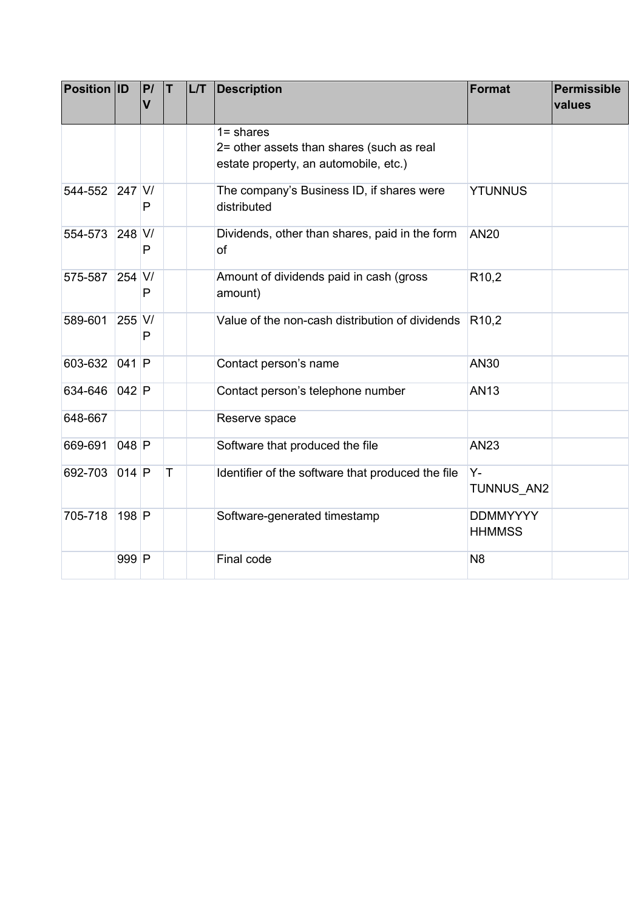| Position | ID | P/V | T | L/T | Description | Format | Permissible values |
|---|---|---|---|---|---|---|---|
| | | | | | 1= shares<br>2= other assets than shares (such as real estate property, an automobile, etc.) | | |
| 544-552 | 247 | V/P | | | The company's Business ID, if shares were distributed | YTUNNUS | |
| 554-573 | 248 | V/P | | | Dividends, other than shares, paid in the form of | AN20 | |
| 575-587 | 254 | V/P | | | Amount of dividends paid in cash (gross amount) | R10,2 | |
| 589-601 | 255 | V/P | | | Value of the non-cash distribution of dividends | R10,2 | |
| 603-632 | 041 | P | | | Contact person's name | AN30 | |
| 634-646 | 042 | P | | | Contact person's telephone number | AN13 | |
| 648-667 | | | | | Reserve space | | |
| 669-691 | 048 | P | | | Software that produced the file | AN23 | |
| 692-703 | 014 | P | T | | Identifier of the software that produced the file | Y-TUNNUS_AN2 | |
| 705-718 | 198 | P | | | Software-generated timestamp | DDMMYYYY HHMMSS | |
| | 999 | P | | | Final code | N8 | |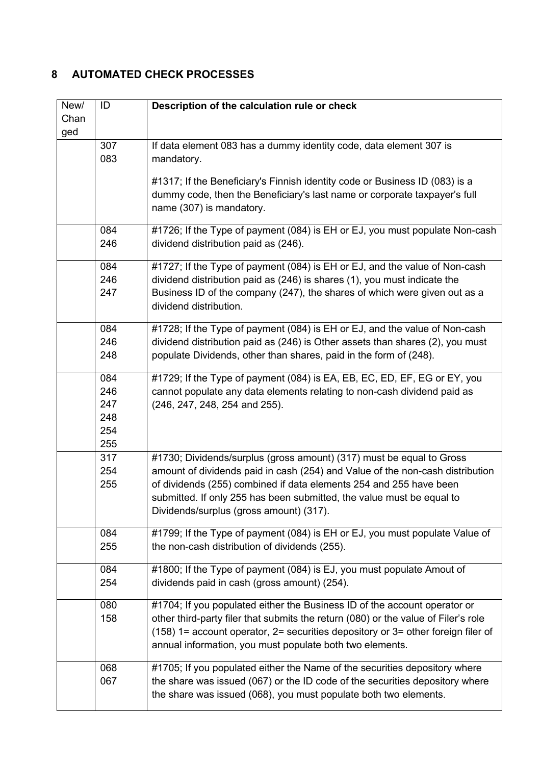## 8 AUTOMATED CHECK PROCESSES

| New/ Changed | ID | Description of the calculation rule or check |
|---|---|---|
| | 307<br>083 | If data element 083 has a dummy identity code, data element 307 is mandatory.<br><br>#1317; If the Beneficiary's Finnish identity code or Business ID (083) is a dummy code, then the Beneficiary's last name or corporate taxpayer's full name (307) is mandatory. |
| | 084<br>246 | #1726; If the Type of payment (084) is EH or EJ, you must populate Non-cash dividend distribution paid as (246). |
| | 084<br>246<br>247 | #1727; If the Type of payment (084) is EH or EJ, and the value of Non-cash dividend distribution paid as (246) is shares (1), you must indicate the Business ID of the company (247), the shares of which were given out as a dividend distribution. |
| | 084<br>246<br>248 | #1728; If the Type of payment (084) is EH or EJ, and the value of Non-cash dividend distribution paid as (246) is Other assets than shares (2), you must populate Dividends, other than shares, paid in the form of (248). |
| | 084<br>246<br>247<br>248<br>254<br>255 | #1729; If the Type of payment (084) is EA, EB, EC, ED, EF, EG or EY, you cannot populate any data elements relating to non-cash dividend paid as (246, 247, 248, 254 and 255). |
| | 317<br>254<br>255 | #1730; Dividends/surplus (gross amount) (317) must be equal to Gross amount of dividends paid in cash (254) and Value of the non-cash distribution of dividends (255) combined if data elements 254 and 255 have been submitted. If only 255 has been submitted, the value must be equal to Dividends/surplus (gross amount) (317). |
| | 084<br>255 | #1799; If the Type of payment (084) is EH or EJ, you must populate Value of the non-cash distribution of dividends (255). |
| | 084<br>254 | #1800; If the Type of payment (084) is EJ, you must populate Amout of dividends paid in cash (gross amount) (254). |
| | 080<br>158 | #1704; If you populated either the Business ID of the account operator or other third-party filer that submits the return (080) or the value of Filer's role (158) 1= account operator, 2= securities depository or 3= other foreign filer of annual information, you must populate both two elements. |
| | 068<br>067 | #1705; If you populated either the Name of the securities depository where the share was issued (067) or the ID code of the securities depository where the share was issued (068), you must populate both two elements. |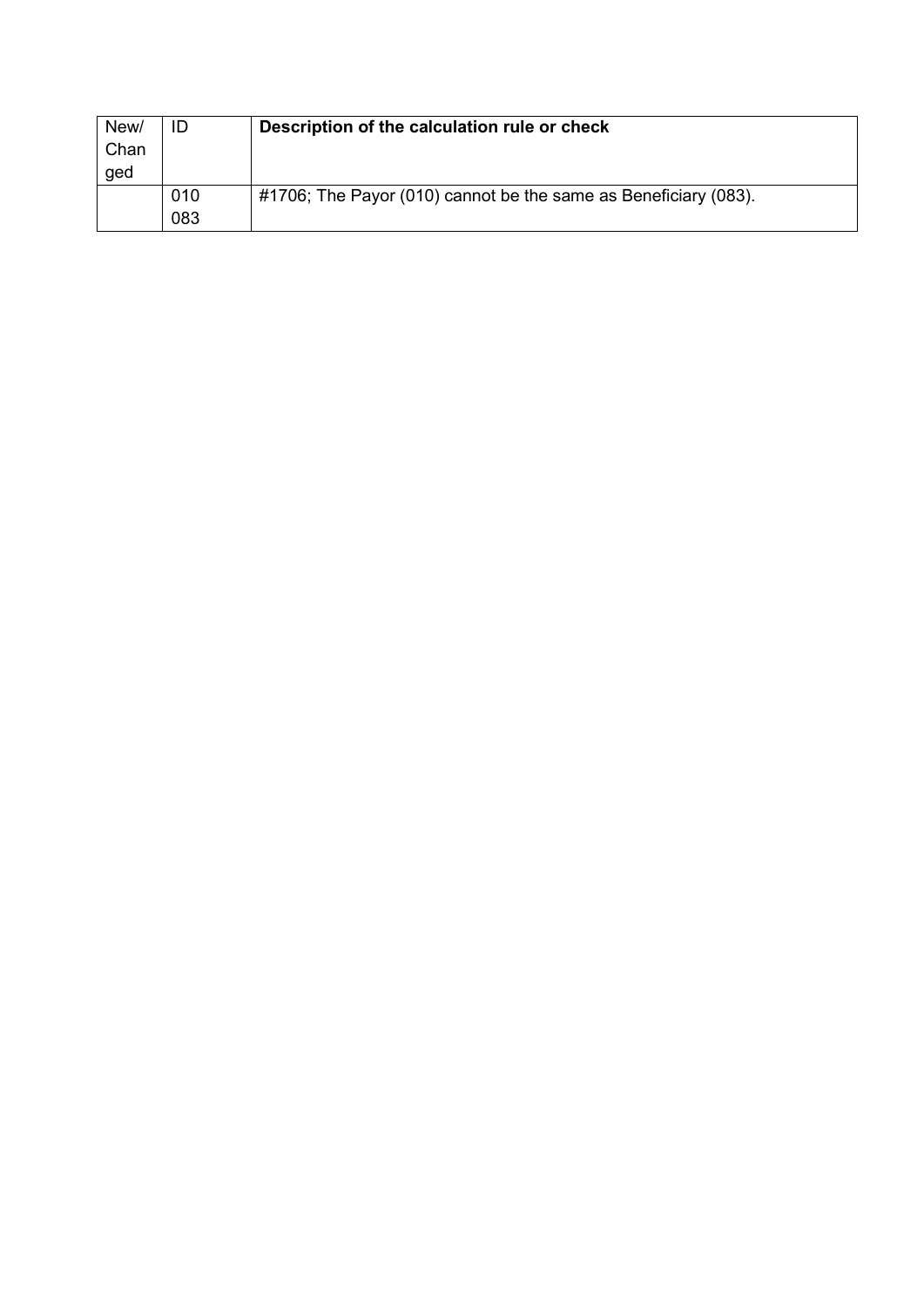| New/ Changed | ID | **Description of the calculation rule or check** |
|---|---|---|
| | 010 083 | #1706; The Payor (010) cannot be the same as Beneficiary (083). |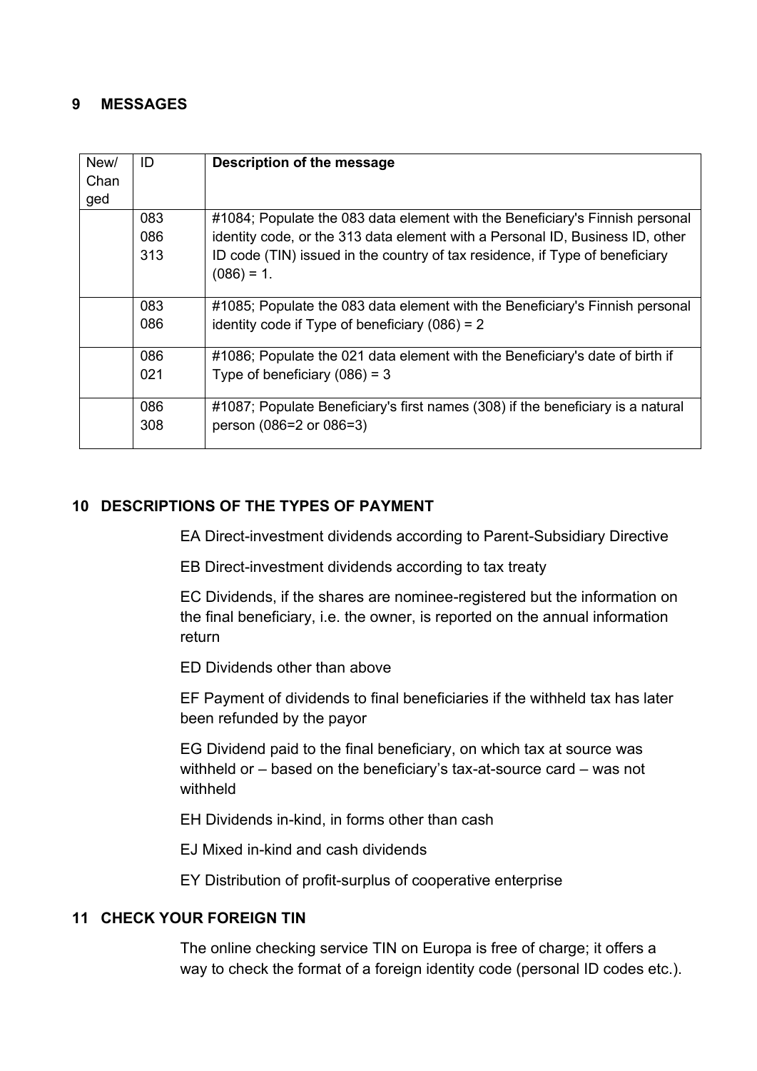## 9 MESSAGES

| New/ Changed | ID | Description of the message |
|---|---|---|
| | 083<br>086<br>313 | #1084; Populate the 083 data element with the Beneficiary's Finnish personal identity code, or the 313 data element with a Personal ID, Business ID, other ID code (TIN) issued in the country of tax residence, if Type of beneficiary (086) = 1. |
| | 083<br>086 | #1085; Populate the 083 data element with the Beneficiary's Finnish personal identity code if Type of beneficiary (086) = 2 |
| | 086<br>021 | #1086; Populate the 021 data element with the Beneficiary's date of birth if Type of beneficiary (086) = 3 |
| | 086<br>308 | #1087; Populate Beneficiary's first names (308) if the beneficiary is a natural person (086=2 or 086=3) |

## 10 DESCRIPTIONS OF THE TYPES OF PAYMENT

EA Direct-investment dividends according to Parent-Subsidiary Directive

EB Direct-investment dividends according to tax treaty

EC Dividends, if the shares are nominee-registered but the information on the final beneficiary, i.e. the owner, is reported on the annual information return

ED Dividends other than above

EF Payment of dividends to final beneficiaries if the withheld tax has later been refunded by the payor

EG Dividend paid to the final beneficiary, on which tax at source was withheld or – based on the beneficiary's tax-at-source card – was not withheld

EH Dividends in-kind, in forms other than cash

EJ Mixed in-kind and cash dividends

EY Distribution of profit-surplus of cooperative enterprise

## 11 CHECK YOUR FOREIGN TIN

The online checking service TIN on Europa is free of charge; it offers a way to check the format of a foreign identity code (personal ID codes etc.).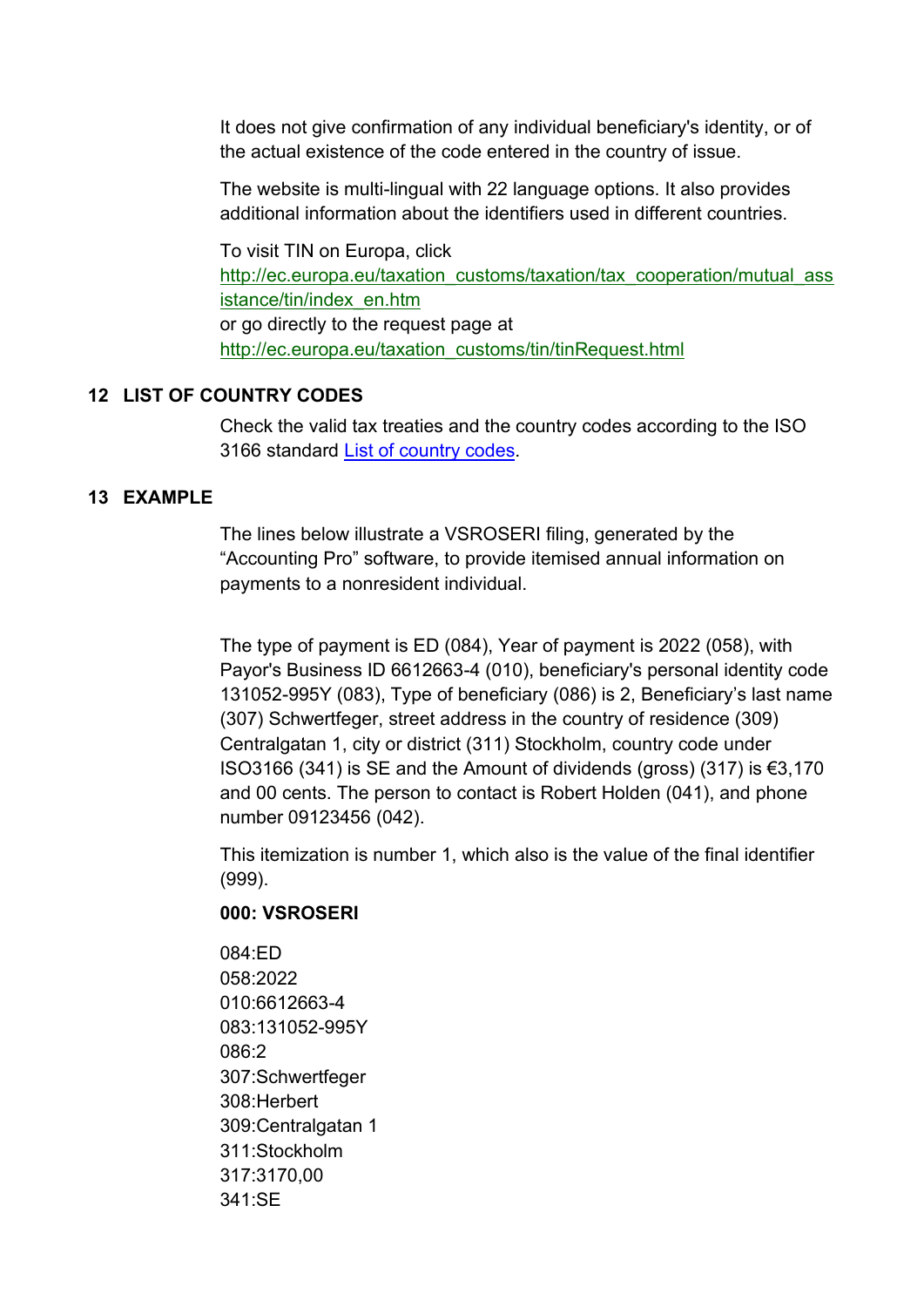It does not give confirmation of any individual beneficiary's identity, or of the actual existence of the code entered in the country of issue.

The website is multi-lingual with 22 language options. It also provides additional information about the identifiers used in different countries.

To visit TIN on Europa, click
[http://ec.europa.eu/taxation_customs/taxation/tax_cooperation/mutual_assistance/tin/index_en.htm](http://ec.europa.eu/taxation_customs/taxation/tax_cooperation/mutual_assistance/tin/index_en.htm)
or go directly to the request page at
[http://ec.europa.eu/taxation_customs/tin/tinRequest.html](http://ec.europa.eu/taxation_customs/tin/tinRequest.html)

## 12 LIST OF COUNTRY CODES

Check the valid tax treaties and the country codes according to the ISO 3166 standard List of country codes.

## 13 EXAMPLE

The lines below illustrate a VSROSERI filing, generated by the "Accounting Pro" software, to provide itemised annual information on payments to a nonresident individual.

The type of payment is ED (084), Year of payment is 2022 (058), with Payor's Business ID 6612663-4 (010), beneficiary's personal identity code 131052-995Y (083), Type of beneficiary (086) is 2, Beneficiary's last name (307) Schwertfeger, street address in the country of residence (309) Centralgatan 1, city or district (311) Stockholm, country code under ISO3166 (341) is SE and the Amount of dividends (gross) (317) is €3,170 and 00 cents. The person to contact is Robert Holden (041), and phone number 09123456 (042).

This itemization is number 1, which also is the value of the final identifier (999).

**000: VSROSERI**

084:ED
058:2022
010:6612663-4
083:131052-995Y
086:2
307:Schwertfeger
308:Herbert
309:Centralgatan 1
311:Stockholm
317:3170,00
341:SE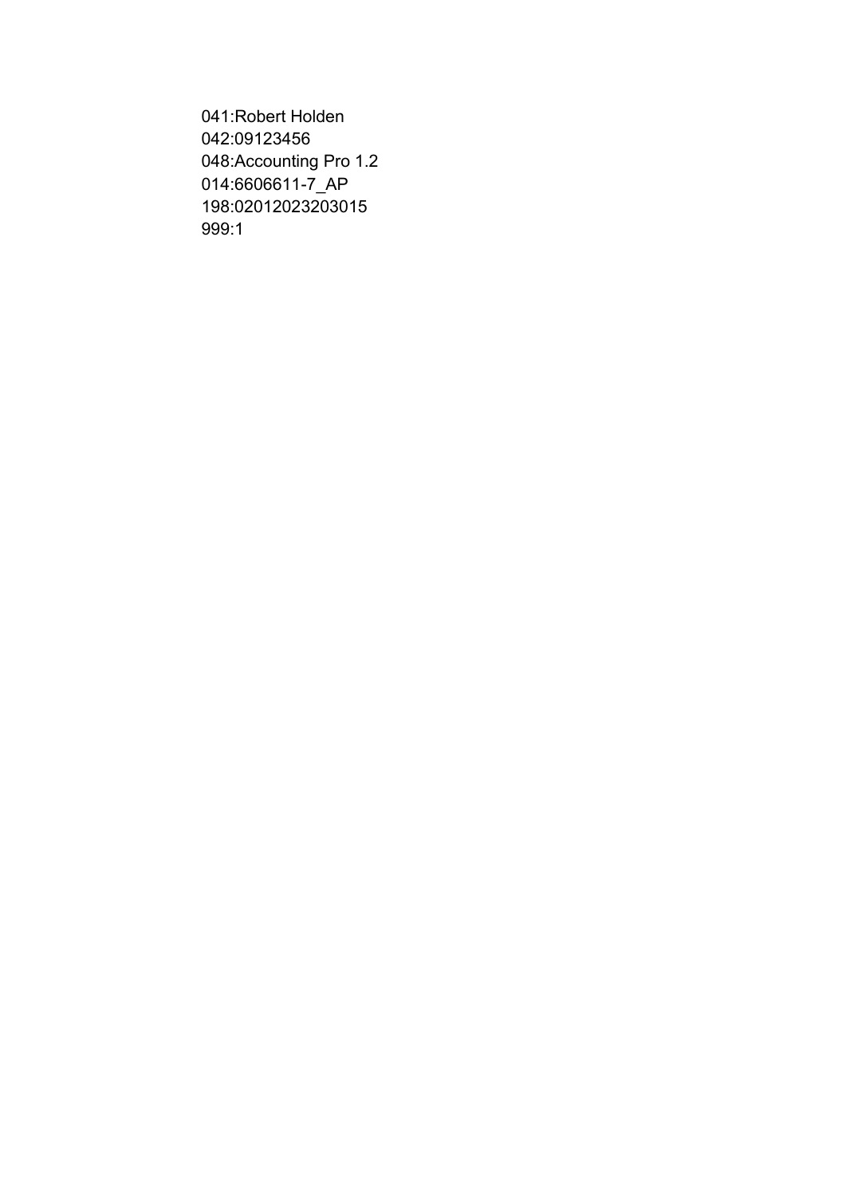041:Robert Holden
042:09123456
048:Accounting Pro 1.2
014:6606611-7_AP
198:02012023203015
999:1